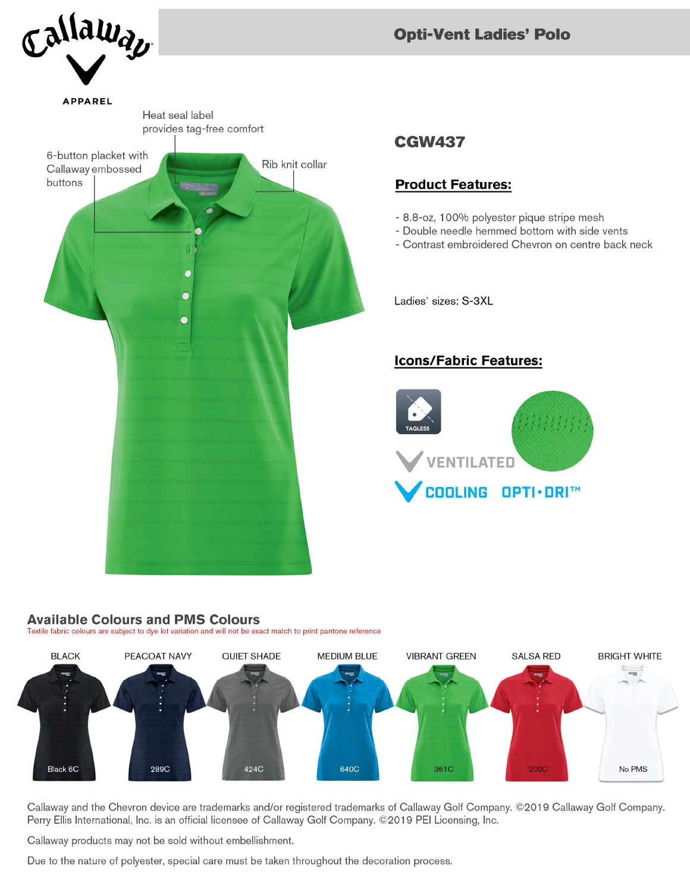# Opti-Vent Ladies' Polo

Callaway APPAREL

Heat seal label provides tag-free comfort

6-button placket with Callaway embossed buttons

Rib knit collar

## CGW437

### Product Features:

- 8.8-oz, 100% polyester pique stripe mesh
- Double needle hemmed bottom with side vents
- Contrast embroidered Chevron on centre back neck

Ladies` sizes: S-3XL

### Icons/Fabric Features:

TAGLESS

VENTILATED

COOLING OPTI·DRI™

## Available Colours and PMS Colours

Textile fabric colours are subject to dye lot variation and will not be exact match to print pantone reference

| BLACK | PEACOAT NAVY | QUIET SHADE | MEDIUM BLUE | VIBRANT GREEN | SALSA RED | BRIGHT WHITE |
|---|---|---|---|---|---|---|
| Black 6C | 289C | 424C | 640C | 361C | 200C | No PMS |

Callaway and the Chevron device are trademarks and/or registered trademarks of Callaway Golf Company. ©2019 Callaway Golf Company. Perry Ellis International, Inc. is an official licensee of Callaway Golf Company. ©2019 PEI Licensing, Inc.

Callaway products may not be sold without embellishment.

Due to the nature of polyester, special care must be taken throughout the decoration process.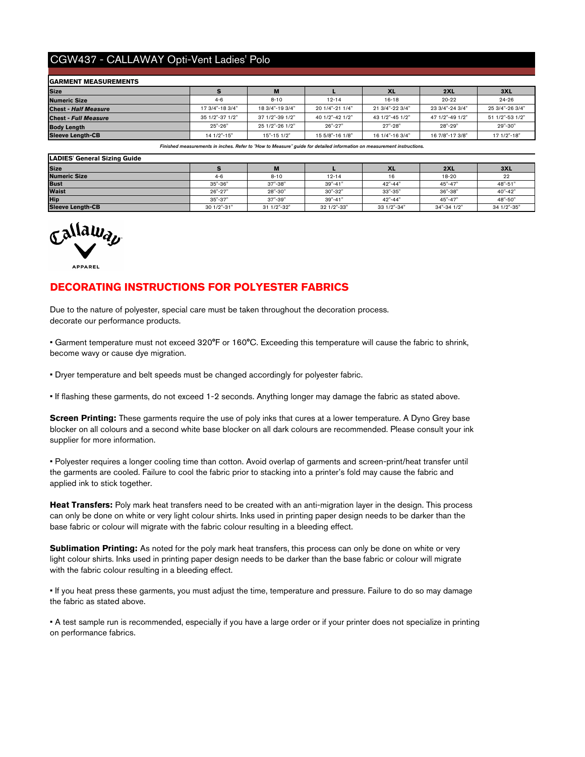# CGW437 - CALLAWAY Opti-Vent Ladies' Polo

**GARMENT MEASUREMENTS**

| Size | S | M | L | XL | 2XL | 3XL |
|---|---|---|---|---|---|---|
| Numeric Size | 4-6 | 8-10 | 12-14 | 16-18 | 20-22 | 24-26 |
| Chest - *Half Measure* | 17 3/4"-18 3/4" | 18 3/4"-19 3/4" | 20 1/4"-21 1/4" | 21 3/4"-22 3/4" | 23 3/4"-24 3/4" | 25 3/4"-26 3/4" |
| Chest - *Full Measure* | 35 1/2"-37 1/2" | 37 1/2"-39 1/2" | 40 1/2"-42 1/2" | 43 1/2"-45 1/2" | 47 1/2"-49 1/2" | 51 1/2"-53 1/2" |
| Body Length | 25"-26" | 25 1/2"-26 1/2" | 26"-27" | 27"-28" | 28"-29" | 29"-30" |
| Sleeve Length-CB | 14 1/2"-15" | 15"-15 1/2" | 15 5/8"-16 1/8" | 16 1/4"-16 3/4" | 16 7/8"-17 3/8" | 17 1/2"-18" |

*Finished measurements in inches. Refer to "How to Measure" guide for detailed information on measurement instructions.*

**LADIES' General Sizing Guide**

| Size | S | M | L | XL | 2XL | 3XL |
|---|---|---|---|---|---|---|
| Numeric Size | 4-6 | 8-10 | 12-14 | 16 | 18-20 | 22 |
| Bust | 35"-36" | 37"-38" | 39"-41" | 42"-44" | 45"-47" | 48"-51" |
| Waist | 26"-27" | 28"-30" | 30"-32" | 33"-35" | 36"-38" | 40"-42" |
| Hip | 35"-37" | 37"-39" | 39"-41" | 42"-44" | 45"-47" | 48"-50" |
| Sleeve Length-CB | 30 1/2"-31" | 31 1/2"-32" | 32 1/2"-33" | 33 1/2"-34" | 34"-34 1/2" | 34 1/2"-35" |

Callaway APPAREL

## DECORATING INSTRUCTIONS FOR POLYESTER FABRICS

Due to the nature of polyester, special care must be taken throughout the decoration process.
decorate our performance products.

- Garment temperature must not exceed 320°F or 160°C. Exceeding this temperature will cause the fabric to shrink, become wavy or cause dye migration.

- Dryer temperature and belt speeds must be changed accordingly for polyester fabric.

- If flashing these garments, do not exceed 1-2 seconds. Anything longer may damage the fabric as stated above.

**Screen Printing:** These garments require the use of poly inks that cures at a lower temperature. A Dyno Grey base blocker on all colours and a second white base blocker on all dark colours are recommended. Please consult your ink supplier for more information.

- Polyester requires a longer cooling time than cotton. Avoid overlap of garments and screen-print/heat transfer until the garments are cooled. Failure to cool the fabric prior to stacking into a printer's fold may cause the fabric and applied ink to stick together.

**Heat Transfers:** Poly mark heat transfers need to be created with an anti-migration layer in the design. This process can only be done on white or very light colour shirts. Inks used in printing paper design needs to be darker than the base fabric or colour will migrate with the fabric colour resulting in a bleeding effect.

**Sublimation Printing:** As noted for the poly mark heat transfers, this process can only be done on white or very light colour shirts. Inks used in printing paper design needs to be darker than the base fabric or colour will migrate with the fabric colour resulting in a bleeding effect.

- If you heat press these garments, you must adjust the time, temperature and pressure. Failure to do so may damage the fabric as stated above.

- A test sample run is recommended, especially if you have a large order or if your printer does not specialize in printing on performance fabrics.